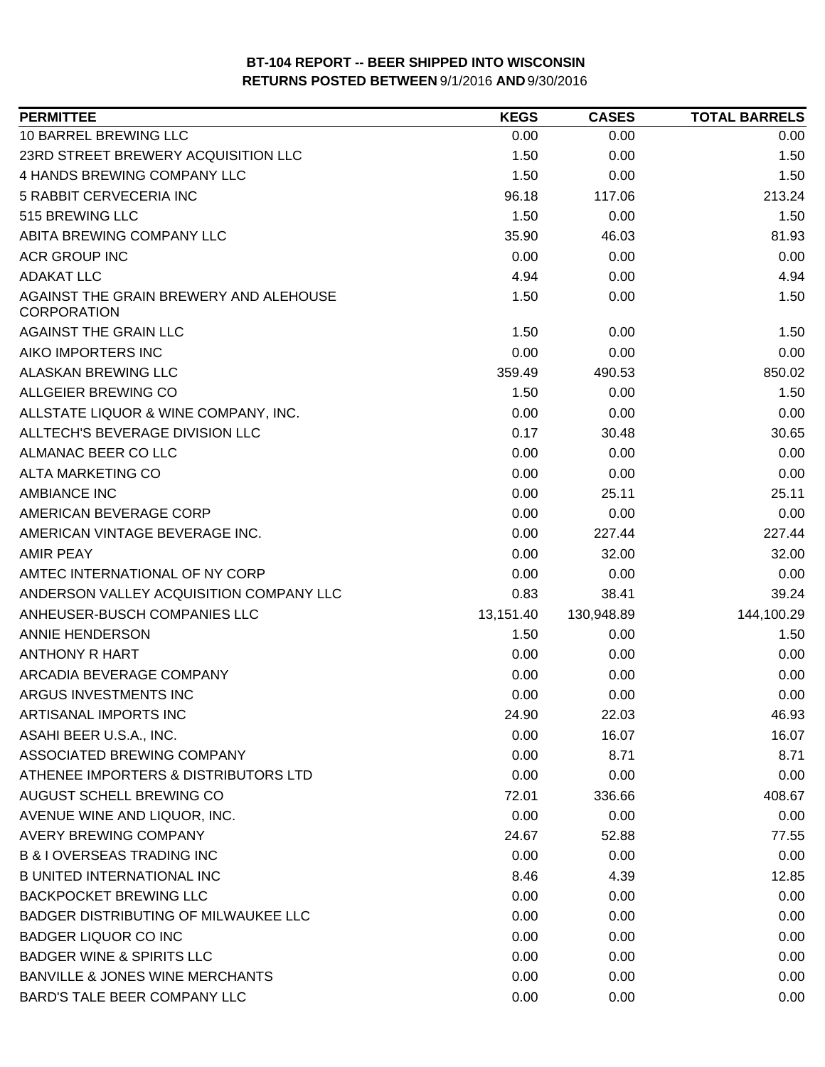# BT-104 REPORT -- BEER SHIPPED INTO WISCONSIN

**RETURNS POSTED BETWEEN** 9/1/2016 **AND** 9/30/2016

| PERMITTEE | KEGS | CASES | TOTAL BARRELS |
|---|---|---|---|
| 10 BARREL BREWING LLC | 0.00 | 0.00 | 0.00 |
| 23RD STREET BREWERY ACQUISITION LLC | 1.50 | 0.00 | 1.50 |
| 4 HANDS BREWING COMPANY LLC | 1.50 | 0.00 | 1.50 |
| 5 RABBIT CERVECERIA INC | 96.18 | 117.06 | 213.24 |
| 515 BREWING LLC | 1.50 | 0.00 | 1.50 |
| ABITA BREWING COMPANY LLC | 35.90 | 46.03 | 81.93 |
| ACR GROUP INC | 0.00 | 0.00 | 0.00 |
| ADAKAT LLC | 4.94 | 0.00 | 4.94 |
| AGAINST THE GRAIN BREWERY AND ALEHOUSE CORPORATION | 1.50 | 0.00 | 1.50 |
| AGAINST THE GRAIN LLC | 1.50 | 0.00 | 1.50 |
| AIKO IMPORTERS INC | 0.00 | 0.00 | 0.00 |
| ALASKAN BREWING LLC | 359.49 | 490.53 | 850.02 |
| ALLGEIER BREWING CO | 1.50 | 0.00 | 1.50 |
| ALLSTATE LIQUOR & WINE COMPANY, INC. | 0.00 | 0.00 | 0.00 |
| ALLTECH'S BEVERAGE DIVISION LLC | 0.17 | 30.48 | 30.65 |
| ALMANAC BEER CO LLC | 0.00 | 0.00 | 0.00 |
| ALTA MARKETING CO | 0.00 | 0.00 | 0.00 |
| AMBIANCE INC | 0.00 | 25.11 | 25.11 |
| AMERICAN BEVERAGE CORP | 0.00 | 0.00 | 0.00 |
| AMERICAN VINTAGE BEVERAGE INC. | 0.00 | 227.44 | 227.44 |
| AMIR PEAY | 0.00 | 32.00 | 32.00 |
| AMTEC INTERNATIONAL OF NY CORP | 0.00 | 0.00 | 0.00 |
| ANDERSON VALLEY ACQUISITION COMPANY LLC | 0.83 | 38.41 | 39.24 |
| ANHEUSER-BUSCH COMPANIES LLC | 13,151.40 | 130,948.89 | 144,100.29 |
| ANNIE HENDERSON | 1.50 | 0.00 | 1.50 |
| ANTHONY R HART | 0.00 | 0.00 | 0.00 |
| ARCADIA BEVERAGE COMPANY | 0.00 | 0.00 | 0.00 |
| ARGUS INVESTMENTS INC | 0.00 | 0.00 | 0.00 |
| ARTISANAL IMPORTS INC | 24.90 | 22.03 | 46.93 |
| ASAHI BEER U.S.A., INC. | 0.00 | 16.07 | 16.07 |
| ASSOCIATED BREWING COMPANY | 0.00 | 8.71 | 8.71 |
| ATHENEE IMPORTERS & DISTRIBUTORS LTD | 0.00 | 0.00 | 0.00 |
| AUGUST SCHELL BREWING CO | 72.01 | 336.66 | 408.67 |
| AVENUE WINE AND LIQUOR, INC. | 0.00 | 0.00 | 0.00 |
| AVERY BREWING COMPANY | 24.67 | 52.88 | 77.55 |
| B & I OVERSEAS TRADING INC | 0.00 | 0.00 | 0.00 |
| B UNITED INTERNATIONAL INC | 8.46 | 4.39 | 12.85 |
| BACKPOCKET BREWING LLC | 0.00 | 0.00 | 0.00 |
| BADGER DISTRIBUTING OF MILWAUKEE LLC | 0.00 | 0.00 | 0.00 |
| BADGER LIQUOR CO INC | 0.00 | 0.00 | 0.00 |
| BADGER WINE & SPIRITS LLC | 0.00 | 0.00 | 0.00 |
| BANVILLE & JONES WINE MERCHANTS | 0.00 | 0.00 | 0.00 |
| BARD'S TALE BEER COMPANY LLC | 0.00 | 0.00 | 0.00 |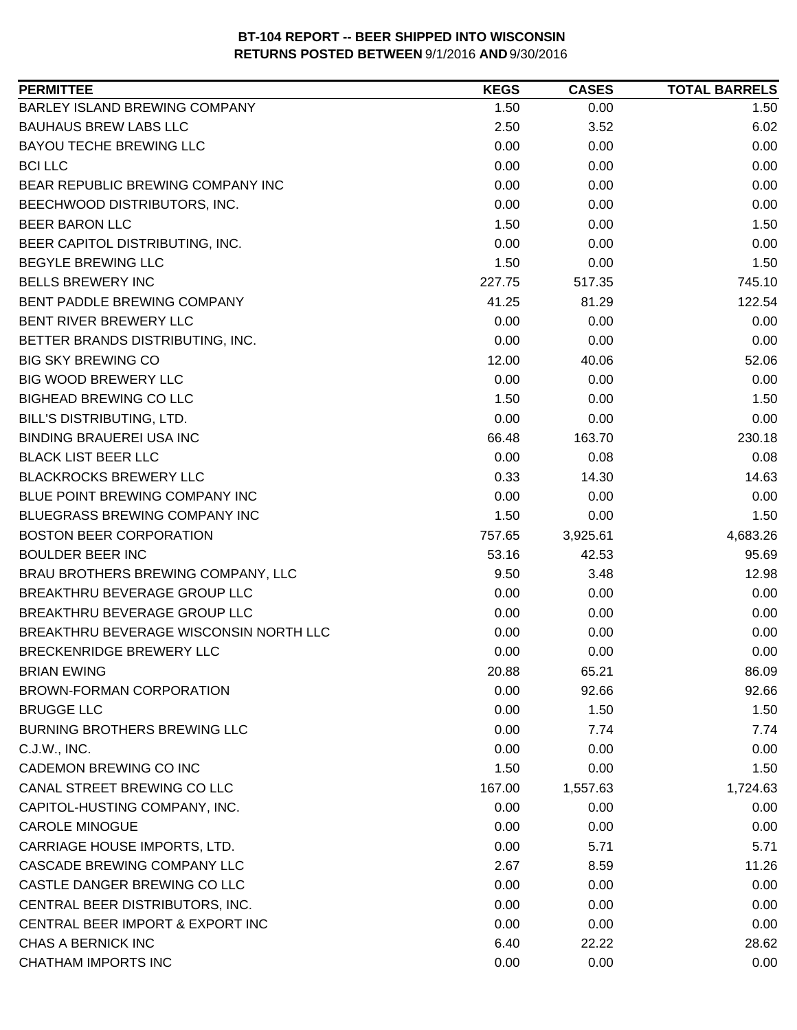**BT-104 REPORT -- BEER SHIPPED INTO WISCONSIN**
**RETURNS POSTED BETWEEN 9/1/2016 AND 9/30/2016**

| PERMITTEE | KEGS | CASES | TOTAL BARRELS |
|---|---|---|---|
| BARLEY ISLAND BREWING COMPANY | 1.50 | 0.00 | 1.50 |
| BAUHAUS BREW LABS LLC | 2.50 | 3.52 | 6.02 |
| BAYOU TECHE BREWING LLC | 0.00 | 0.00 | 0.00 |
| BCI LLC | 0.00 | 0.00 | 0.00 |
| BEAR REPUBLIC BREWING COMPANY INC | 0.00 | 0.00 | 0.00 |
| BEECHWOOD DISTRIBUTORS, INC. | 0.00 | 0.00 | 0.00 |
| BEER BARON LLC | 1.50 | 0.00 | 1.50 |
| BEER CAPITOL DISTRIBUTING, INC. | 0.00 | 0.00 | 0.00 |
| BEGYLE BREWING LLC | 1.50 | 0.00 | 1.50 |
| BELLS BREWERY INC | 227.75 | 517.35 | 745.10 |
| BENT PADDLE BREWING COMPANY | 41.25 | 81.29 | 122.54 |
| BENT RIVER BREWERY LLC | 0.00 | 0.00 | 0.00 |
| BETTER BRANDS DISTRIBUTING, INC. | 0.00 | 0.00 | 0.00 |
| BIG SKY BREWING CO | 12.00 | 40.06 | 52.06 |
| BIG WOOD BREWERY LLC | 0.00 | 0.00 | 0.00 |
| BIGHEAD BREWING CO LLC | 1.50 | 0.00 | 1.50 |
| BILL'S DISTRIBUTING, LTD. | 0.00 | 0.00 | 0.00 |
| BINDING BRAUEREI USA INC | 66.48 | 163.70 | 230.18 |
| BLACK LIST BEER LLC | 0.00 | 0.08 | 0.08 |
| BLACKROCKS BREWERY LLC | 0.33 | 14.30 | 14.63 |
| BLUE POINT BREWING COMPANY INC | 0.00 | 0.00 | 0.00 |
| BLUEGRASS BREWING COMPANY INC | 1.50 | 0.00 | 1.50 |
| BOSTON BEER CORPORATION | 757.65 | 3,925.61 | 4,683.26 |
| BOULDER BEER INC | 53.16 | 42.53 | 95.69 |
| BRAU BROTHERS BREWING COMPANY, LLC | 9.50 | 3.48 | 12.98 |
| BREAKTHRU BEVERAGE GROUP LLC | 0.00 | 0.00 | 0.00 |
| BREAKTHRU BEVERAGE GROUP LLC | 0.00 | 0.00 | 0.00 |
| BREAKTHRU BEVERAGE WISCONSIN NORTH LLC | 0.00 | 0.00 | 0.00 |
| BRECKENRIDGE BREWERY LLC | 0.00 | 0.00 | 0.00 |
| BRIAN EWING | 20.88 | 65.21 | 86.09 |
| BROWN-FORMAN CORPORATION | 0.00 | 92.66 | 92.66 |
| BRUGGE LLC | 0.00 | 1.50 | 1.50 |
| BURNING BROTHERS BREWING LLC | 0.00 | 7.74 | 7.74 |
| C.J.W., INC. | 0.00 | 0.00 | 0.00 |
| CADEMON BREWING CO INC | 1.50 | 0.00 | 1.50 |
| CANAL STREET BREWING CO LLC | 167.00 | 1,557.63 | 1,724.63 |
| CAPITOL-HUSTING COMPANY, INC. | 0.00 | 0.00 | 0.00 |
| CAROLE MINOGUE | 0.00 | 0.00 | 0.00 |
| CARRIAGE HOUSE IMPORTS, LTD. | 0.00 | 5.71 | 5.71 |
| CASCADE BREWING COMPANY LLC | 2.67 | 8.59 | 11.26 |
| CASTLE DANGER BREWING CO LLC | 0.00 | 0.00 | 0.00 |
| CENTRAL BEER DISTRIBUTORS, INC. | 0.00 | 0.00 | 0.00 |
| CENTRAL BEER IMPORT & EXPORT INC | 0.00 | 0.00 | 0.00 |
| CHAS A BERNICK INC | 6.40 | 22.22 | 28.62 |
| CHATHAM IMPORTS INC | 0.00 | 0.00 | 0.00 |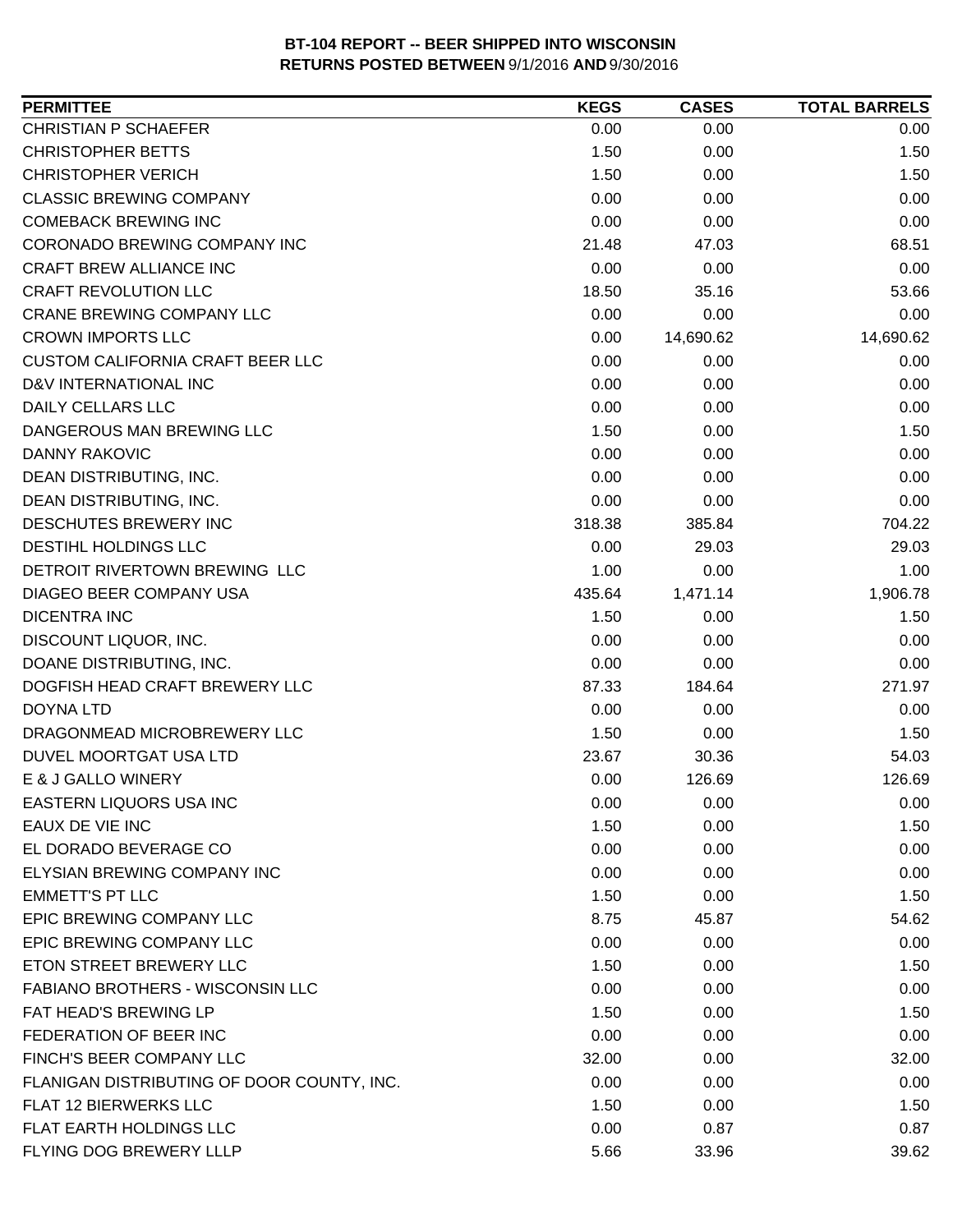**BT-104 REPORT -- BEER SHIPPED INTO WISCONSIN**
**RETURNS POSTED BETWEEN 9/1/2016 AND 9/30/2016**

| PERMITTEE | KEGS | CASES | TOTAL BARRELS |
|---|---|---|---|
| CHRISTIAN P SCHAEFER | 0.00 | 0.00 | 0.00 |
| CHRISTOPHER BETTS | 1.50 | 0.00 | 1.50 |
| CHRISTOPHER VERICH | 1.50 | 0.00 | 1.50 |
| CLASSIC BREWING COMPANY | 0.00 | 0.00 | 0.00 |
| COMEBACK BREWING INC | 0.00 | 0.00 | 0.00 |
| CORONADO BREWING COMPANY INC | 21.48 | 47.03 | 68.51 |
| CRAFT BREW ALLIANCE INC | 0.00 | 0.00 | 0.00 |
| CRAFT REVOLUTION LLC | 18.50 | 35.16 | 53.66 |
| CRANE BREWING COMPANY LLC | 0.00 | 0.00 | 0.00 |
| CROWN IMPORTS LLC | 0.00 | 14,690.62 | 14,690.62 |
| CUSTOM CALIFORNIA CRAFT BEER LLC | 0.00 | 0.00 | 0.00 |
| D&V INTERNATIONAL INC | 0.00 | 0.00 | 0.00 |
| DAILY CELLARS LLC | 0.00 | 0.00 | 0.00 |
| DANGEROUS MAN BREWING LLC | 1.50 | 0.00 | 1.50 |
| DANNY RAKOVIC | 0.00 | 0.00 | 0.00 |
| DEAN DISTRIBUTING, INC. | 0.00 | 0.00 | 0.00 |
| DEAN DISTRIBUTING, INC. | 0.00 | 0.00 | 0.00 |
| DESCHUTES BREWERY INC | 318.38 | 385.84 | 704.22 |
| DESTIHL HOLDINGS LLC | 0.00 | 29.03 | 29.03 |
| DETROIT RIVERTOWN BREWING LLC | 1.00 | 0.00 | 1.00 |
| DIAGEO BEER COMPANY USA | 435.64 | 1,471.14 | 1,906.78 |
| DICENTRA INC | 1.50 | 0.00 | 1.50 |
| DISCOUNT LIQUOR, INC. | 0.00 | 0.00 | 0.00 |
| DOANE DISTRIBUTING, INC. | 0.00 | 0.00 | 0.00 |
| DOGFISH HEAD CRAFT BREWERY LLC | 87.33 | 184.64 | 271.97 |
| DOYNA LTD | 0.00 | 0.00 | 0.00 |
| DRAGONMEAD MICROBREWERY LLC | 1.50 | 0.00 | 1.50 |
| DUVEL MOORTGAT USA LTD | 23.67 | 30.36 | 54.03 |
| E & J GALLO WINERY | 0.00 | 126.69 | 126.69 |
| EASTERN LIQUORS USA INC | 0.00 | 0.00 | 0.00 |
| EAUX DE VIE INC | 1.50 | 0.00 | 1.50 |
| EL DORADO BEVERAGE CO | 0.00 | 0.00 | 0.00 |
| ELYSIAN BREWING COMPANY INC | 0.00 | 0.00 | 0.00 |
| EMMETT'S PT LLC | 1.50 | 0.00 | 1.50 |
| EPIC BREWING COMPANY LLC | 8.75 | 45.87 | 54.62 |
| EPIC BREWING COMPANY LLC | 0.00 | 0.00 | 0.00 |
| ETON STREET BREWERY LLC | 1.50 | 0.00 | 1.50 |
| FABIANO BROTHERS - WISCONSIN LLC | 0.00 | 0.00 | 0.00 |
| FAT HEAD'S BREWING LP | 1.50 | 0.00 | 1.50 |
| FEDERATION OF BEER INC | 0.00 | 0.00 | 0.00 |
| FINCH'S BEER COMPANY LLC | 32.00 | 0.00 | 32.00 |
| FLANIGAN DISTRIBUTING OF DOOR COUNTY, INC. | 0.00 | 0.00 | 0.00 |
| FLAT 12 BIERWERKS LLC | 1.50 | 0.00 | 1.50 |
| FLAT EARTH HOLDINGS LLC | 0.00 | 0.87 | 0.87 |
| FLYING DOG BREWERY LLLP | 5.66 | 33.96 | 39.62 |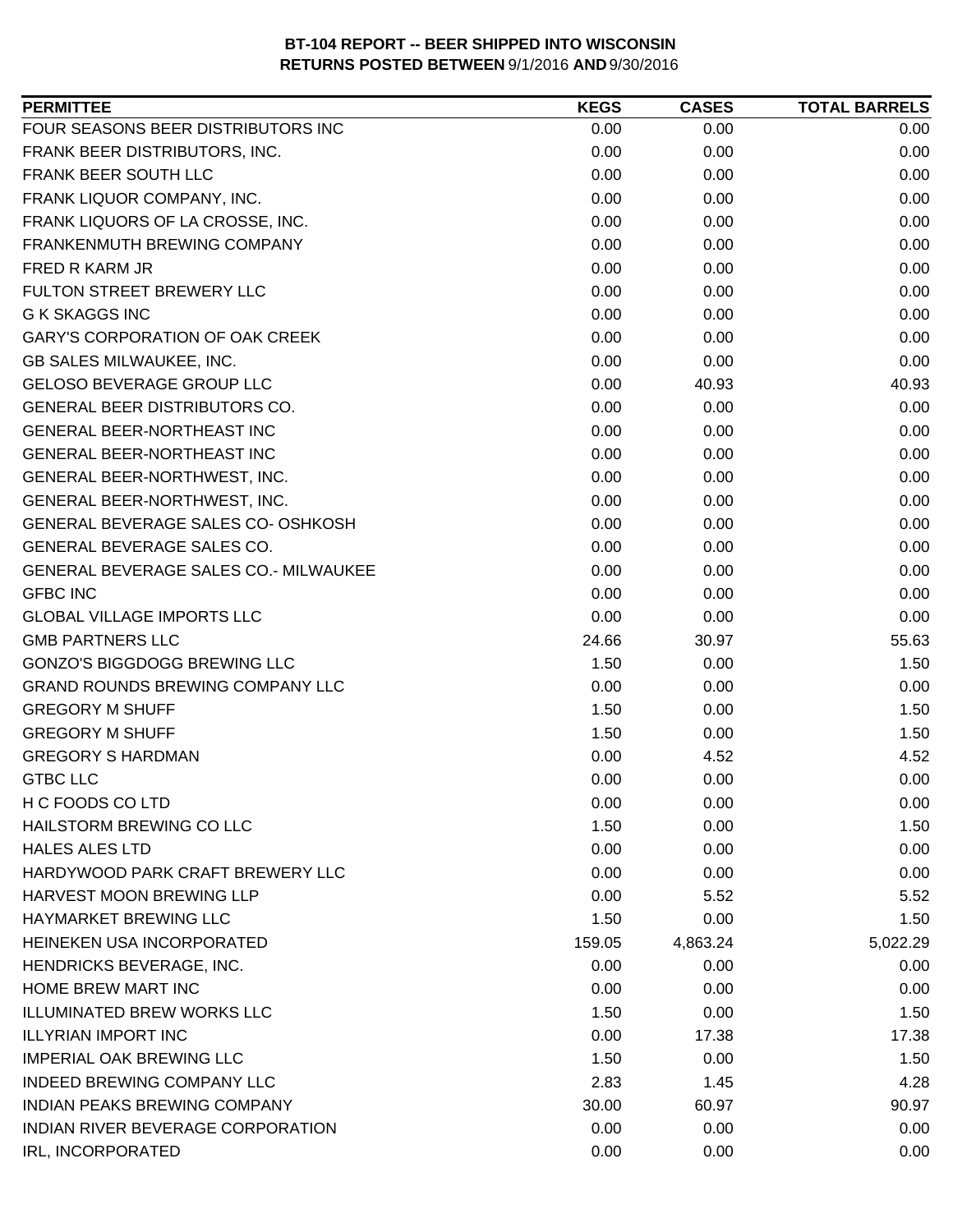**BT-104 REPORT -- BEER SHIPPED INTO WISCONSIN**
**RETURNS POSTED BETWEEN** 9/1/2016 **AND** 9/30/2016

| PERMITTEE | KEGS | CASES | TOTAL BARRELS |
|---|---|---|---|
| FOUR SEASONS BEER DISTRIBUTORS INC | 0.00 | 0.00 | 0.00 |
| FRANK BEER DISTRIBUTORS, INC. | 0.00 | 0.00 | 0.00 |
| FRANK BEER SOUTH LLC | 0.00 | 0.00 | 0.00 |
| FRANK LIQUOR COMPANY, INC. | 0.00 | 0.00 | 0.00 |
| FRANK LIQUORS OF LA CROSSE, INC. | 0.00 | 0.00 | 0.00 |
| FRANKENMUTH BREWING COMPANY | 0.00 | 0.00 | 0.00 |
| FRED R KARM JR | 0.00 | 0.00 | 0.00 |
| FULTON STREET BREWERY LLC | 0.00 | 0.00 | 0.00 |
| G K SKAGGS INC | 0.00 | 0.00 | 0.00 |
| GARY'S CORPORATION OF OAK CREEK | 0.00 | 0.00 | 0.00 |
| GB SALES MILWAUKEE, INC. | 0.00 | 0.00 | 0.00 |
| GELOSO BEVERAGE GROUP LLC | 0.00 | 40.93 | 40.93 |
| GENERAL BEER DISTRIBUTORS CO. | 0.00 | 0.00 | 0.00 |
| GENERAL BEER-NORTHEAST INC | 0.00 | 0.00 | 0.00 |
| GENERAL BEER-NORTHEAST INC | 0.00 | 0.00 | 0.00 |
| GENERAL BEER-NORTHWEST, INC. | 0.00 | 0.00 | 0.00 |
| GENERAL BEER-NORTHWEST, INC. | 0.00 | 0.00 | 0.00 |
| GENERAL BEVERAGE SALES CO- OSHKOSH | 0.00 | 0.00 | 0.00 |
| GENERAL BEVERAGE SALES CO. | 0.00 | 0.00 | 0.00 |
| GENERAL BEVERAGE SALES CO.- MILWAUKEE | 0.00 | 0.00 | 0.00 |
| GFBC INC | 0.00 | 0.00 | 0.00 |
| GLOBAL VILLAGE IMPORTS LLC | 0.00 | 0.00 | 0.00 |
| GMB PARTNERS LLC | 24.66 | 30.97 | 55.63 |
| GONZO'S BIGGDOGG BREWING LLC | 1.50 | 0.00 | 1.50 |
| GRAND ROUNDS BREWING COMPANY LLC | 0.00 | 0.00 | 0.00 |
| GREGORY M SHUFF | 1.50 | 0.00 | 1.50 |
| GREGORY M SHUFF | 1.50 | 0.00 | 1.50 |
| GREGORY S HARDMAN | 0.00 | 4.52 | 4.52 |
| GTBC LLC | 0.00 | 0.00 | 0.00 |
| H C FOODS CO LTD | 0.00 | 0.00 | 0.00 |
| HAILSTORM BREWING CO LLC | 1.50 | 0.00 | 1.50 |
| HALES ALES LTD | 0.00 | 0.00 | 0.00 |
| HARDYWOOD PARK CRAFT BREWERY LLC | 0.00 | 0.00 | 0.00 |
| HARVEST MOON BREWING LLP | 0.00 | 5.52 | 5.52 |
| HAYMARKET BREWING LLC | 1.50 | 0.00 | 1.50 |
| HEINEKEN USA INCORPORATED | 159.05 | 4,863.24 | 5,022.29 |
| HENDRICKS BEVERAGE, INC. | 0.00 | 0.00 | 0.00 |
| HOME BREW MART INC | 0.00 | 0.00 | 0.00 |
| ILLUMINATED BREW WORKS LLC | 1.50 | 0.00 | 1.50 |
| ILLYRIAN IMPORT INC | 0.00 | 17.38 | 17.38 |
| IMPERIAL OAK BREWING LLC | 1.50 | 0.00 | 1.50 |
| INDEED BREWING COMPANY LLC | 2.83 | 1.45 | 4.28 |
| INDIAN PEAKS BREWING COMPANY | 30.00 | 60.97 | 90.97 |
| INDIAN RIVER BEVERAGE CORPORATION | 0.00 | 0.00 | 0.00 |
| IRL, INCORPORATED | 0.00 | 0.00 | 0.00 |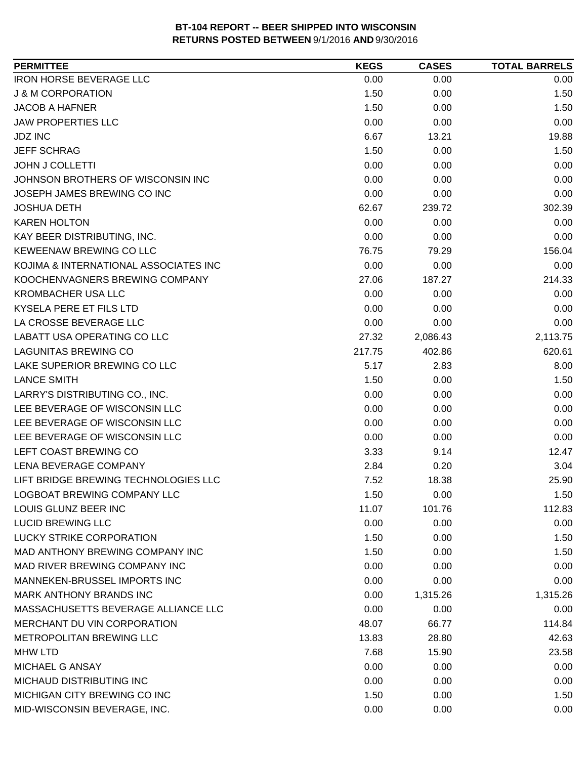**BT-104 REPORT -- BEER SHIPPED INTO WISCONSIN**
**RETURNS POSTED BETWEEN 9/1/2016 AND 9/30/2016**

| PERMITTEE | KEGS | CASES | TOTAL BARRELS |
|---|---|---|---|
| IRON HORSE BEVERAGE LLC | 0.00 | 0.00 | 0.00 |
| J & M CORPORATION | 1.50 | 0.00 | 1.50 |
| JACOB A HAFNER | 1.50 | 0.00 | 1.50 |
| JAW PROPERTIES LLC | 0.00 | 0.00 | 0.00 |
| JDZ INC | 6.67 | 13.21 | 19.88 |
| JEFF SCHRAG | 1.50 | 0.00 | 1.50 |
| JOHN J COLLETTI | 0.00 | 0.00 | 0.00 |
| JOHNSON BROTHERS OF WISCONSIN INC | 0.00 | 0.00 | 0.00 |
| JOSEPH JAMES BREWING CO INC | 0.00 | 0.00 | 0.00 |
| JOSHUA DETH | 62.67 | 239.72 | 302.39 |
| KAREN HOLTON | 0.00 | 0.00 | 0.00 |
| KAY BEER DISTRIBUTING, INC. | 0.00 | 0.00 | 0.00 |
| KEWEENAW BREWING CO LLC | 76.75 | 79.29 | 156.04 |
| KOJIMA & INTERNATIONAL ASSOCIATES INC | 0.00 | 0.00 | 0.00 |
| KOOCHENVAGNERS BREWING COMPANY | 27.06 | 187.27 | 214.33 |
| KROMBACHER USA LLC | 0.00 | 0.00 | 0.00 |
| KYSELA PERE ET FILS LTD | 0.00 | 0.00 | 0.00 |
| LA CROSSE BEVERAGE LLC | 0.00 | 0.00 | 0.00 |
| LABATT USA OPERATING CO LLC | 27.32 | 2,086.43 | 2,113.75 |
| LAGUNITAS BREWING CO | 217.75 | 402.86 | 620.61 |
| LAKE SUPERIOR BREWING CO LLC | 5.17 | 2.83 | 8.00 |
| LANCE SMITH | 1.50 | 0.00 | 1.50 |
| LARRY'S DISTRIBUTING CO., INC. | 0.00 | 0.00 | 0.00 |
| LEE BEVERAGE OF WISCONSIN LLC | 0.00 | 0.00 | 0.00 |
| LEE BEVERAGE OF WISCONSIN LLC | 0.00 | 0.00 | 0.00 |
| LEE BEVERAGE OF WISCONSIN LLC | 0.00 | 0.00 | 0.00 |
| LEFT COAST BREWING CO | 3.33 | 9.14 | 12.47 |
| LENA BEVERAGE COMPANY | 2.84 | 0.20 | 3.04 |
| LIFT BRIDGE BREWING TECHNOLOGIES LLC | 7.52 | 18.38 | 25.90 |
| LOGBOAT BREWING COMPANY LLC | 1.50 | 0.00 | 1.50 |
| LOUIS GLUNZ BEER INC | 11.07 | 101.76 | 112.83 |
| LUCID BREWING LLC | 0.00 | 0.00 | 0.00 |
| LUCKY STRIKE CORPORATION | 1.50 | 0.00 | 1.50 |
| MAD ANTHONY BREWING COMPANY INC | 1.50 | 0.00 | 1.50 |
| MAD RIVER BREWING COMPANY INC | 0.00 | 0.00 | 0.00 |
| MANNEKEN-BRUSSEL IMPORTS INC | 0.00 | 0.00 | 0.00 |
| MARK ANTHONY BRANDS INC | 0.00 | 1,315.26 | 1,315.26 |
| MASSACHUSETTS BEVERAGE ALLIANCE LLC | 0.00 | 0.00 | 0.00 |
| MERCHANT DU VIN CORPORATION | 48.07 | 66.77 | 114.84 |
| METROPOLITAN BREWING LLC | 13.83 | 28.80 | 42.63 |
| MHW LTD | 7.68 | 15.90 | 23.58 |
| MICHAEL G ANSAY | 0.00 | 0.00 | 0.00 |
| MICHAUD DISTRIBUTING INC | 0.00 | 0.00 | 0.00 |
| MICHIGAN CITY BREWING CO INC | 1.50 | 0.00 | 1.50 |
| MID-WISCONSIN BEVERAGE, INC. | 0.00 | 0.00 | 0.00 |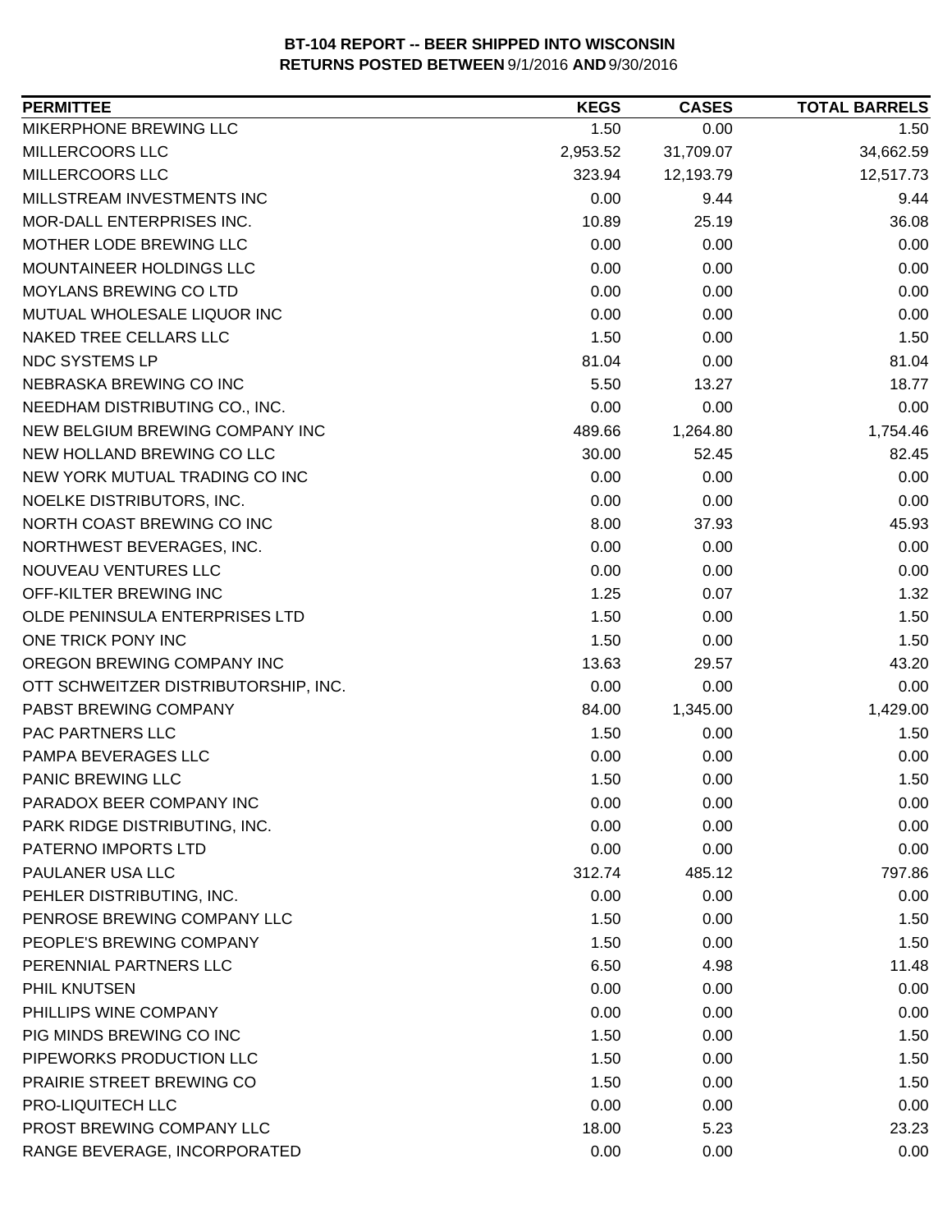**BT-104 REPORT -- BEER SHIPPED INTO WISCONSIN**
**RETURNS POSTED BETWEEN** 9/1/2016 **AND** 9/30/2016

| PERMITTEE | KEGS | CASES | TOTAL BARRELS |
|---|---|---|---|
| MIKERPHONE BREWING LLC | 1.50 | 0.00 | 1.50 |
| MILLERCOORS LLC | 2,953.52 | 31,709.07 | 34,662.59 |
| MILLERCOORS LLC | 323.94 | 12,193.79 | 12,517.73 |
| MILLSTREAM INVESTMENTS INC | 0.00 | 9.44 | 9.44 |
| MOR-DALL ENTERPRISES INC. | 10.89 | 25.19 | 36.08 |
| MOTHER LODE BREWING LLC | 0.00 | 0.00 | 0.00 |
| MOUNTAINEER HOLDINGS LLC | 0.00 | 0.00 | 0.00 |
| MOYLANS BREWING CO LTD | 0.00 | 0.00 | 0.00 |
| MUTUAL WHOLESALE LIQUOR INC | 0.00 | 0.00 | 0.00 |
| NAKED TREE CELLARS LLC | 1.50 | 0.00 | 1.50 |
| NDC SYSTEMS LP | 81.04 | 0.00 | 81.04 |
| NEBRASKA BREWING CO INC | 5.50 | 13.27 | 18.77 |
| NEEDHAM DISTRIBUTING CO., INC. | 0.00 | 0.00 | 0.00 |
| NEW BELGIUM BREWING COMPANY INC | 489.66 | 1,264.80 | 1,754.46 |
| NEW HOLLAND BREWING CO LLC | 30.00 | 52.45 | 82.45 |
| NEW YORK MUTUAL TRADING CO INC | 0.00 | 0.00 | 0.00 |
| NOELKE DISTRIBUTORS, INC. | 0.00 | 0.00 | 0.00 |
| NORTH COAST BREWING CO INC | 8.00 | 37.93 | 45.93 |
| NORTHWEST BEVERAGES, INC. | 0.00 | 0.00 | 0.00 |
| NOUVEAU VENTURES LLC | 0.00 | 0.00 | 0.00 |
| OFF-KILTER BREWING INC | 1.25 | 0.07 | 1.32 |
| OLDE PENINSULA ENTERPRISES LTD | 1.50 | 0.00 | 1.50 |
| ONE TRICK PONY INC | 1.50 | 0.00 | 1.50 |
| OREGON BREWING COMPANY INC | 13.63 | 29.57 | 43.20 |
| OTT SCHWEITZER DISTRIBUTORSHIP, INC. | 0.00 | 0.00 | 0.00 |
| PABST BREWING COMPANY | 84.00 | 1,345.00 | 1,429.00 |
| PAC PARTNERS LLC | 1.50 | 0.00 | 1.50 |
| PAMPA BEVERAGES LLC | 0.00 | 0.00 | 0.00 |
| PANIC BREWING LLC | 1.50 | 0.00 | 1.50 |
| PARADOX BEER COMPANY INC | 0.00 | 0.00 | 0.00 |
| PARK RIDGE DISTRIBUTING, INC. | 0.00 | 0.00 | 0.00 |
| PATERNO IMPORTS LTD | 0.00 | 0.00 | 0.00 |
| PAULANER USA LLC | 312.74 | 485.12 | 797.86 |
| PEHLER DISTRIBUTING, INC. | 0.00 | 0.00 | 0.00 |
| PENROSE BREWING COMPANY LLC | 1.50 | 0.00 | 1.50 |
| PEOPLE'S BREWING COMPANY | 1.50 | 0.00 | 1.50 |
| PERENNIAL PARTNERS LLC | 6.50 | 4.98 | 11.48 |
| PHIL KNUTSEN | 0.00 | 0.00 | 0.00 |
| PHILLIPS WINE COMPANY | 0.00 | 0.00 | 0.00 |
| PIG MINDS BREWING CO INC | 1.50 | 0.00 | 1.50 |
| PIPEWORKS PRODUCTION LLC | 1.50 | 0.00 | 1.50 |
| PRAIRIE STREET BREWING CO | 1.50 | 0.00 | 1.50 |
| PRO-LIQUITECH LLC | 0.00 | 0.00 | 0.00 |
| PROST BREWING COMPANY LLC | 18.00 | 5.23 | 23.23 |
| RANGE BEVERAGE, INCORPORATED | 0.00 | 0.00 | 0.00 |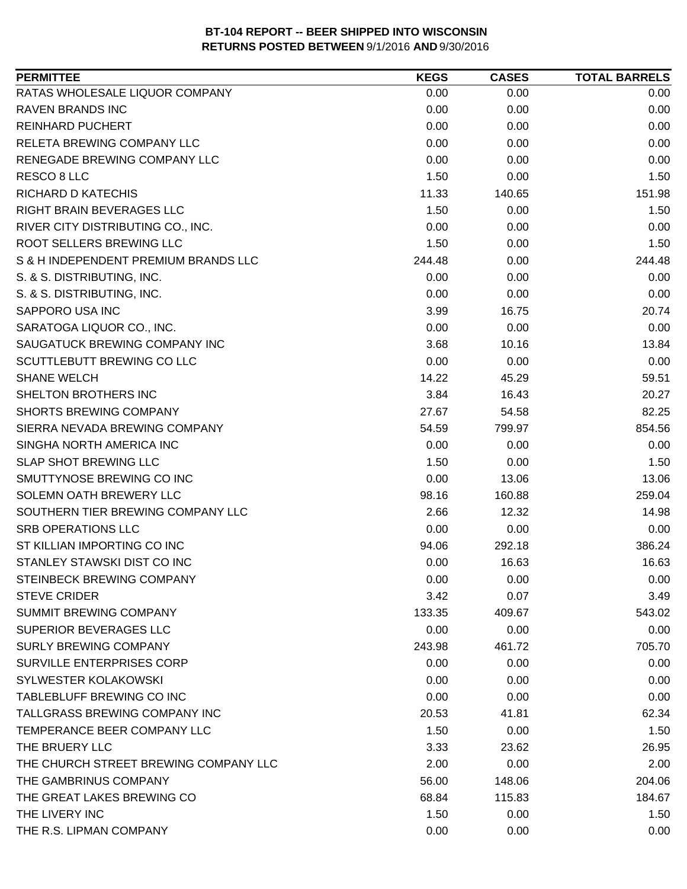# BT-104 REPORT -- BEER SHIPPED INTO WISCONSIN
## RETURNS POSTED BETWEEN 9/1/2016 AND 9/30/2016

| PERMITTEE | KEGS | CASES | TOTAL BARRELS |
|---|---|---|---|
| RATAS WHOLESALE LIQUOR COMPANY | 0.00 | 0.00 | 0.00 |
| RAVEN BRANDS INC | 0.00 | 0.00 | 0.00 |
| REINHARD PUCHERT | 0.00 | 0.00 | 0.00 |
| RELETA BREWING COMPANY LLC | 0.00 | 0.00 | 0.00 |
| RENEGADE BREWING COMPANY LLC | 0.00 | 0.00 | 0.00 |
| RESCO 8 LLC | 1.50 | 0.00 | 1.50 |
| RICHARD D KATECHIS | 11.33 | 140.65 | 151.98 |
| RIGHT BRAIN BEVERAGES LLC | 1.50 | 0.00 | 1.50 |
| RIVER CITY DISTRIBUTING CO., INC. | 0.00 | 0.00 | 0.00 |
| ROOT SELLERS BREWING LLC | 1.50 | 0.00 | 1.50 |
| S & H INDEPENDENT PREMIUM BRANDS LLC | 244.48 | 0.00 | 244.48 |
| S. & S. DISTRIBUTING, INC. | 0.00 | 0.00 | 0.00 |
| S. & S. DISTRIBUTING, INC. | 0.00 | 0.00 | 0.00 |
| SAPPORO USA INC | 3.99 | 16.75 | 20.74 |
| SARATOGA LIQUOR CO., INC. | 0.00 | 0.00 | 0.00 |
| SAUGATUCK BREWING COMPANY INC | 3.68 | 10.16 | 13.84 |
| SCUTTLEBUTT BREWING CO LLC | 0.00 | 0.00 | 0.00 |
| SHANE WELCH | 14.22 | 45.29 | 59.51 |
| SHELTON BROTHERS INC | 3.84 | 16.43 | 20.27 |
| SHORTS BREWING COMPANY | 27.67 | 54.58 | 82.25 |
| SIERRA NEVADA BREWING COMPANY | 54.59 | 799.97 | 854.56 |
| SINGHA NORTH AMERICA INC | 0.00 | 0.00 | 0.00 |
| SLAP SHOT BREWING LLC | 1.50 | 0.00 | 1.50 |
| SMUTTYNOSE BREWING CO INC | 0.00 | 13.06 | 13.06 |
| SOLEMN OATH BREWERY LLC | 98.16 | 160.88 | 259.04 |
| SOUTHERN TIER BREWING COMPANY LLC | 2.66 | 12.32 | 14.98 |
| SRB OPERATIONS LLC | 0.00 | 0.00 | 0.00 |
| ST KILLIAN IMPORTING CO INC | 94.06 | 292.18 | 386.24 |
| STANLEY STAWSKI DIST CO INC | 0.00 | 16.63 | 16.63 |
| STEINBECK BREWING COMPANY | 0.00 | 0.00 | 0.00 |
| STEVE CRIDER | 3.42 | 0.07 | 3.49 |
| SUMMIT BREWING COMPANY | 133.35 | 409.67 | 543.02 |
| SUPERIOR BEVERAGES LLC | 0.00 | 0.00 | 0.00 |
| SURLY BREWING COMPANY | 243.98 | 461.72 | 705.70 |
| SURVILLE ENTERPRISES CORP | 0.00 | 0.00 | 0.00 |
| SYLWESTER KOLAKOWSKI | 0.00 | 0.00 | 0.00 |
| TABLEBLUFF BREWING CO INC | 0.00 | 0.00 | 0.00 |
| TALLGRASS BREWING COMPANY INC | 20.53 | 41.81 | 62.34 |
| TEMPERANCE BEER COMPANY LLC | 1.50 | 0.00 | 1.50 |
| THE BRUERY LLC | 3.33 | 23.62 | 26.95 |
| THE CHURCH STREET BREWING COMPANY LLC | 2.00 | 0.00 | 2.00 |
| THE GAMBRINUS COMPANY | 56.00 | 148.06 | 204.06 |
| THE GREAT LAKES BREWING CO | 68.84 | 115.83 | 184.67 |
| THE LIVERY INC | 1.50 | 0.00 | 1.50 |
| THE R.S. LIPMAN COMPANY | 0.00 | 0.00 | 0.00 |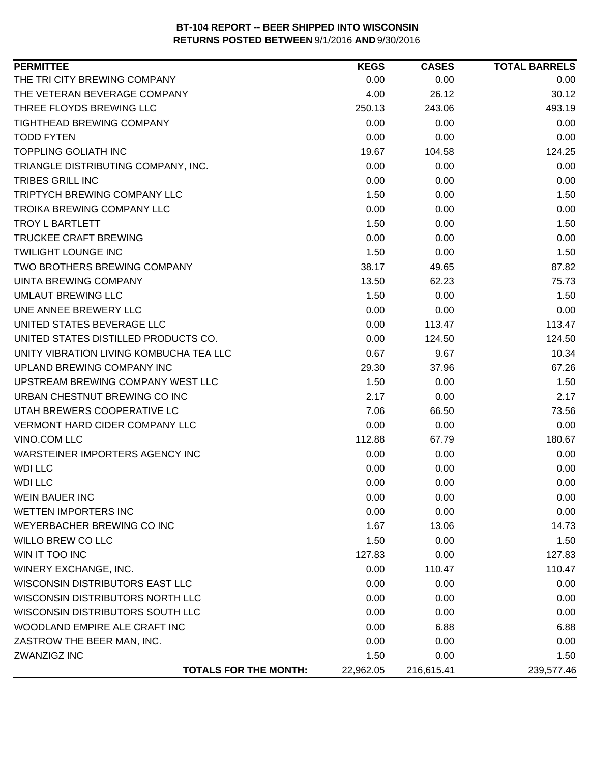**BT-104 REPORT -- BEER SHIPPED INTO WISCONSIN**
**RETURNS POSTED BETWEEN 9/1/2016 AND 9/30/2016**

| PERMITTEE | KEGS | CASES | TOTAL BARRELS |
|---|---|---|---|
| THE TRI CITY BREWING COMPANY | 0.00 | 0.00 | 0.00 |
| THE VETERAN BEVERAGE COMPANY | 4.00 | 26.12 | 30.12 |
| THREE FLOYDS BREWING LLC | 250.13 | 243.06 | 493.19 |
| TIGHTHEAD BREWING COMPANY | 0.00 | 0.00 | 0.00 |
| TODD FYTEN | 0.00 | 0.00 | 0.00 |
| TOPPLING GOLIATH INC | 19.67 | 104.58 | 124.25 |
| TRIANGLE DISTRIBUTING COMPANY, INC. | 0.00 | 0.00 | 0.00 |
| TRIBES GRILL INC | 0.00 | 0.00 | 0.00 |
| TRIPTYCH BREWING COMPANY LLC | 1.50 | 0.00 | 1.50 |
| TROIKA BREWING COMPANY LLC | 0.00 | 0.00 | 0.00 |
| TROY L BARTLETT | 1.50 | 0.00 | 1.50 |
| TRUCKEE CRAFT BREWING | 0.00 | 0.00 | 0.00 |
| TWILIGHT LOUNGE INC | 1.50 | 0.00 | 1.50 |
| TWO BROTHERS BREWING COMPANY | 38.17 | 49.65 | 87.82 |
| UINTA BREWING COMPANY | 13.50 | 62.23 | 75.73 |
| UMLAUT BREWING LLC | 1.50 | 0.00 | 1.50 |
| UNE ANNEE BREWERY LLC | 0.00 | 0.00 | 0.00 |
| UNITED STATES BEVERAGE LLC | 0.00 | 113.47 | 113.47 |
| UNITED STATES DISTILLED PRODUCTS CO. | 0.00 | 124.50 | 124.50 |
| UNITY VIBRATION LIVING KOMBUCHA TEA LLC | 0.67 | 9.67 | 10.34 |
| UPLAND BREWING COMPANY INC | 29.30 | 37.96 | 67.26 |
| UPSTREAM BREWING COMPANY WEST LLC | 1.50 | 0.00 | 1.50 |
| URBAN CHESTNUT BREWING CO INC | 2.17 | 0.00 | 2.17 |
| UTAH BREWERS COOPERATIVE LC | 7.06 | 66.50 | 73.56 |
| VERMONT HARD CIDER COMPANY LLC | 0.00 | 0.00 | 0.00 |
| VINO.COM LLC | 112.88 | 67.79 | 180.67 |
| WARSTEINER IMPORTERS AGENCY INC | 0.00 | 0.00 | 0.00 |
| WDI LLC | 0.00 | 0.00 | 0.00 |
| WDI LLC | 0.00 | 0.00 | 0.00 |
| WEIN BAUER INC | 0.00 | 0.00 | 0.00 |
| WETTEN IMPORTERS INC | 0.00 | 0.00 | 0.00 |
| WEYERBACHER BREWING CO INC | 1.67 | 13.06 | 14.73 |
| WILLO BREW CO LLC | 1.50 | 0.00 | 1.50 |
| WIN IT TOO INC | 127.83 | 0.00 | 127.83 |
| WINERY EXCHANGE, INC. | 0.00 | 110.47 | 110.47 |
| WISCONSIN DISTRIBUTORS EAST LLC | 0.00 | 0.00 | 0.00 |
| WISCONSIN DISTRIBUTORS NORTH LLC | 0.00 | 0.00 | 0.00 |
| WISCONSIN DISTRIBUTORS SOUTH LLC | 0.00 | 0.00 | 0.00 |
| WOODLAND EMPIRE ALE CRAFT INC | 0.00 | 6.88 | 6.88 |
| ZASTROW THE BEER MAN, INC. | 0.00 | 0.00 | 0.00 |
| ZWANZIGZ INC | 1.50 | 0.00 | 1.50 |
| **TOTALS FOR THE MONTH:** | 22,962.05 | 216,615.41 | 239,577.46 |